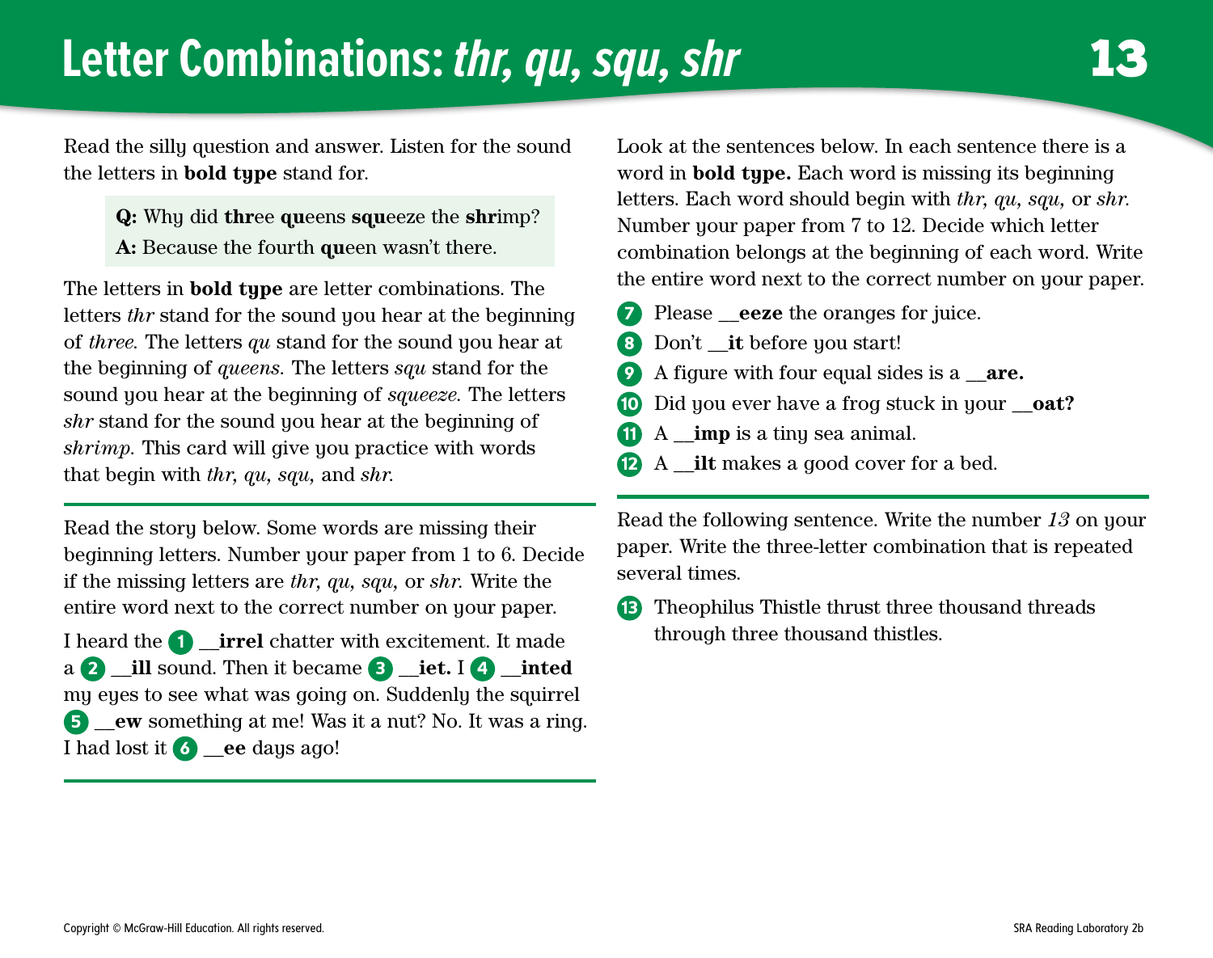# Letter Combinations: *thr, qu, squ, shr* 13

Read the silly question and answer. Listen for the sound the letters in **bold type** stand for.

> **Q:** Why did **thr**ee **qu**eens **squ**eeze the **shr**imp?
> **A:** Because the fourth **qu**een wasn't there.

The letters in **bold type** are letter combinations. The letters *thr* stand for the sound you hear at the beginning of *three.* The letters *qu* stand for the sound you hear at the beginning of *queens.* The letters *squ* stand for the sound you hear at the beginning of *squeeze.* The letters *shr* stand for the sound you hear at the beginning of *shrimp.* This card will give you practice with words that begin with *thr, qu, squ,* and *shr.*

---

Read the story below. Some words are missing their beginning letters. Number your paper from 1 to 6. Decide if the missing letters are *thr, qu, squ,* or *shr.* Write the entire word next to the correct number on your paper.

I heard the **1** **__irrel** chatter with excitement. It made a **2** **__ill** sound. Then it became **3** **__iet.** I **4** **__inted** my eyes to see what was going on. Suddenly the squirrel **5** **__ew** something at me! Was it a nut? No. It was a ring. I had lost it **6** **__ee** days ago!

---

Look at the sentences below. In each sentence there is a word in **bold type.** Each word is missing its beginning letters. Each word should begin with *thr, qu, squ,* or *shr.* Number your paper from 7 to 12. Decide which letter combination belongs at the beginning of each word. Write the entire word next to the correct number on your paper.

7. Please **__eeze** the oranges for juice.
8. Don't **__it** before you start!
9. A figure with four equal sides is a **__are.**
10. Did you ever have a frog stuck in your **__oat?**
11. A **__imp** is a tiny sea animal.
12. A **__ilt** makes a good cover for a bed.

---

Read the following sentence. Write the number *13* on your paper. Write the three-letter combination that is repeated several times.

13. Theophilus Thistle thrust three thousand threads through three thousand thistles.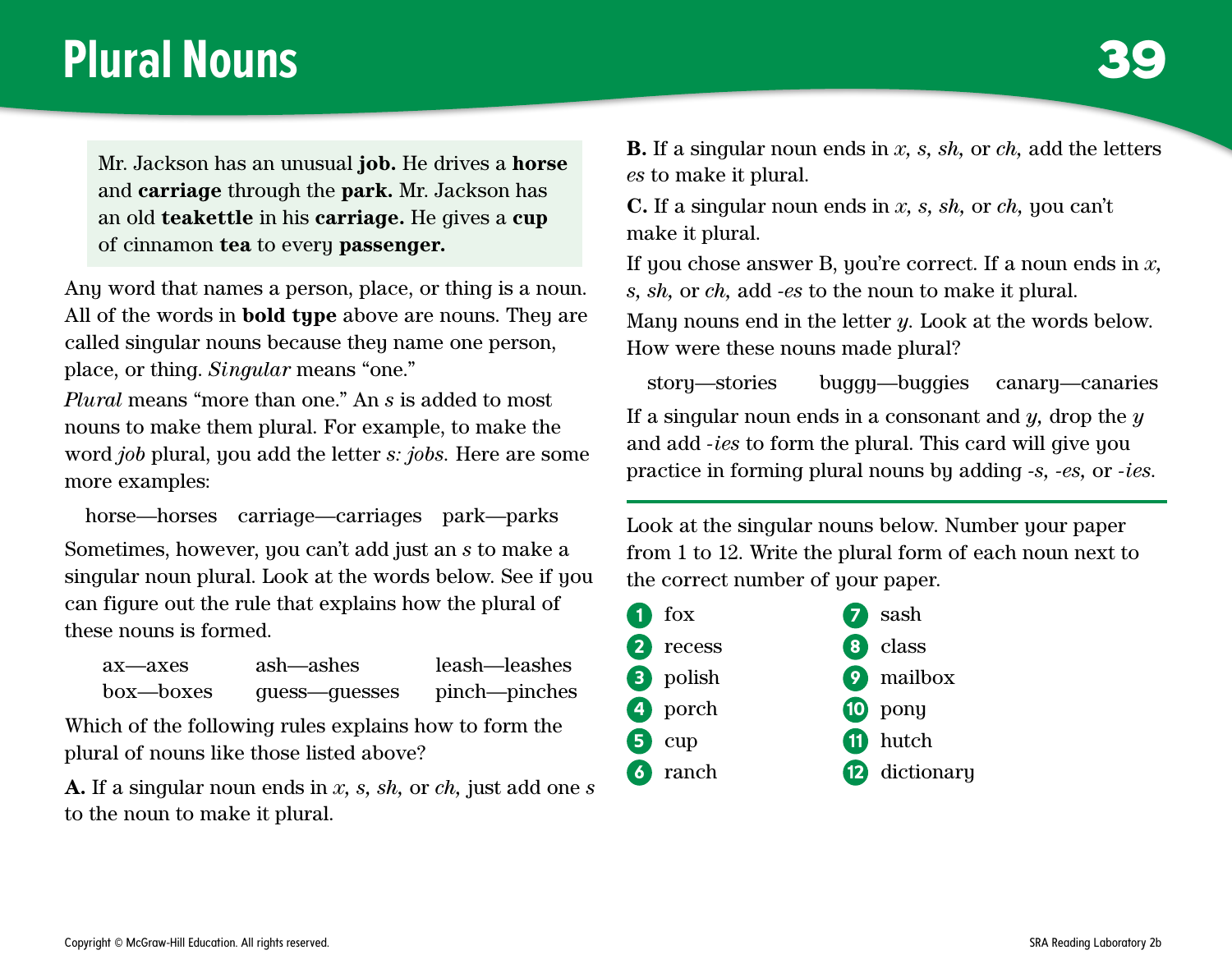# Plural Nouns

Mr. Jackson has an unusual **job.** He drives a **horse** and **carriage** through the **park.** Mr. Jackson has an old **teakettle** in his **carriage.** He gives a **cup** of cinnamon **tea** to every **passenger.**

Any word that names a person, place, or thing is a noun. All of the words in **bold type** above are nouns. They are called singular nouns because they name one person, place, or thing. *Singular* means "one."

*Plural* means "more than one." An *s* is added to most nouns to make them plural. For example, to make the word *job* plural, you add the letter *s: jobs.* Here are some more examples:

horse—horses    carriage—carriages    park—parks

Sometimes, however, you can't add just an *s* to make a singular noun plural. Look at the words below. See if you can figure out the rule that explains how the plural of these nouns is formed.

| | | |
|---|---|---|
| ax—axes | ash—ashes | leash—leashes |
| box—boxes | guess—guesses | pinch—pinches |

Which of the following rules explains how to form the plural of nouns like those listed above?

**A.** If a singular noun ends in *x, s, sh,* or *ch,* just add one *s* to the noun to make it plural.

**B.** If a singular noun ends in *x, s, sh,* or *ch,* add the letters *es* to make it plural.

**C.** If a singular noun ends in *x, s, sh,* or *ch,* you can't make it plural.

If you chose answer B, you're correct. If a noun ends in *x, s, sh,* or *ch,* add *-es* to the noun to make it plural.

Many nouns end in the letter *y*. Look at the words below. How were these nouns made plural?

story—stories    buggy—buggies    canary—canaries

If a singular noun ends in a consonant and *y*, drop the *y* and add *-ies* to form the plural. This card will give you practice in forming plural nouns by adding *-s, -es,* or *-ies.*

---

Look at the singular nouns below. Number your paper from 1 to 12. Write the plural form of each noun next to the correct number of your paper.

1. fox
2. recess
3. polish
4. porch
5. cup
6. ranch
7. sash
8. class
9. mailbox
10. pony
11. hutch
12. dictionary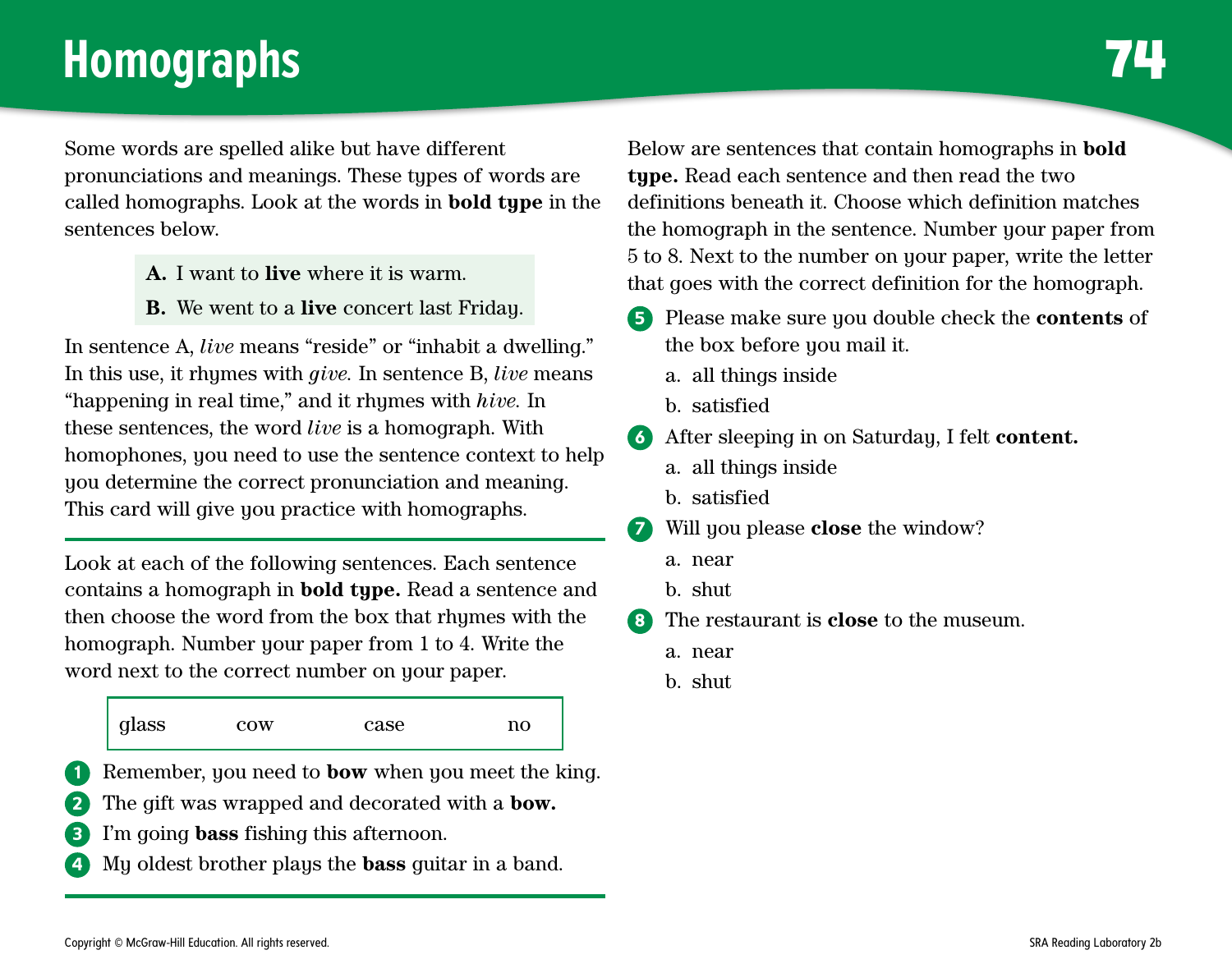# Homographs

74

Some words are spelled alike but have different pronunciations and meanings. These types of words are called homographs. Look at the words in **bold type** in the sentences below.

> **A.** I want to **live** where it is warm.
>
> **B.** We went to a **live** concert last Friday.

In sentence A, *live* means "reside" or "inhabit a dwelling." In this use, it rhymes with *give*. In sentence B, *live* means "happening in real time," and it rhymes with *hive*. In these sentences, the word *live* is a homograph. With homophones, you need to use the sentence context to help you determine the correct pronunciation and meaning. This card will give you practice with homographs.

---

Look at each of the following sentences. Each sentence contains a homograph in **bold type.** Read a sentence and then choose the word from the box that rhymes with the homograph. Number your paper from 1 to 4. Write the word next to the correct number on your paper.

| glass | cow | case | no |
|---|---|---|---|

1. Remember, you need to **bow** when you meet the king.
2. The gift was wrapped and decorated with a **bow.**
3. I'm going **bass** fishing this afternoon.
4. My oldest brother plays the **bass** guitar in a band.

---

Below are sentences that contain homographs in **bold type.** Read each sentence and then read the two definitions beneath it. Choose which definition matches the homograph in the sentence. Number your paper from 5 to 8. Next to the number on your paper, write the letter that goes with the correct definition for the homograph.

5. Please make sure you double check the **contents** of the box before you mail it.
   - a. all things inside
   - b. satisfied
6. After sleeping in on Saturday, I felt **content.**
   - a. all things inside
   - b. satisfied
7. Will you please **close** the window?
   - a. near
   - b. shut
8. The restaurant is **close** to the museum.
   - a. near
   - b. shut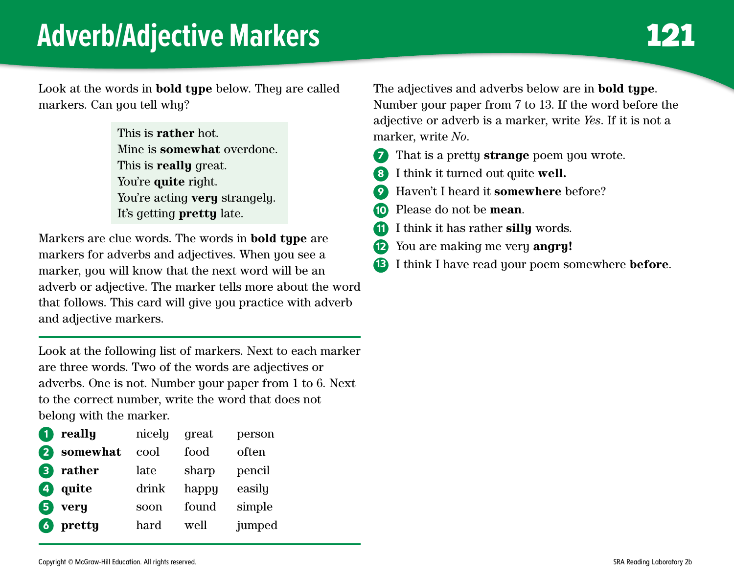# Adverb/Adjective Markers

## 121

Look at the words in **bold type** below. They are called markers. Can you tell why?

> This is **rather** hot.
> Mine is **somewhat** overdone.
> This is **really** great.
> You're **quite** right.
> You're acting **very** strangely.
> It's getting **pretty** late.

Markers are clue words. The words in **bold type** are markers for adverbs and adjectives. When you see a marker, you will know that the next word will be an adverb or adjective. The marker tells more about the word that follows. This card will give you practice with adverb and adjective markers.

---

Look at the following list of markers. Next to each marker are three words. Two of the words are adjectives or adverbs. One is not. Number your paper from 1 to 6. Next to the correct number, write the word that does not belong with the marker.

| | Marker | | | |
|---|---|---|---|---|
| 1 | **really** | nicely | great | person |
| 2 | **somewhat** | cool | food | often |
| 3 | **rather** | late | sharp | pencil |
| 4 | **quite** | drink | happy | easily |
| 5 | **very** | soon | found | simple |
| 6 | **pretty** | hard | well | jumped |

---

The adjectives and adverbs below are in **bold type**. Number your paper from 7 to 13. If the word before the adjective or adverb is a marker, write *Yes*. If it is not a marker, write *No*.

7. That is a pretty **strange** poem you wrote.
8. I think it turned out quite **well.**
9. Haven't I heard it **somewhere** before?
10. Please do not be **mean**.
11. I think it has rather **silly** words.
12. You are making me very **angry!**
13. I think I have read your poem somewhere **before**.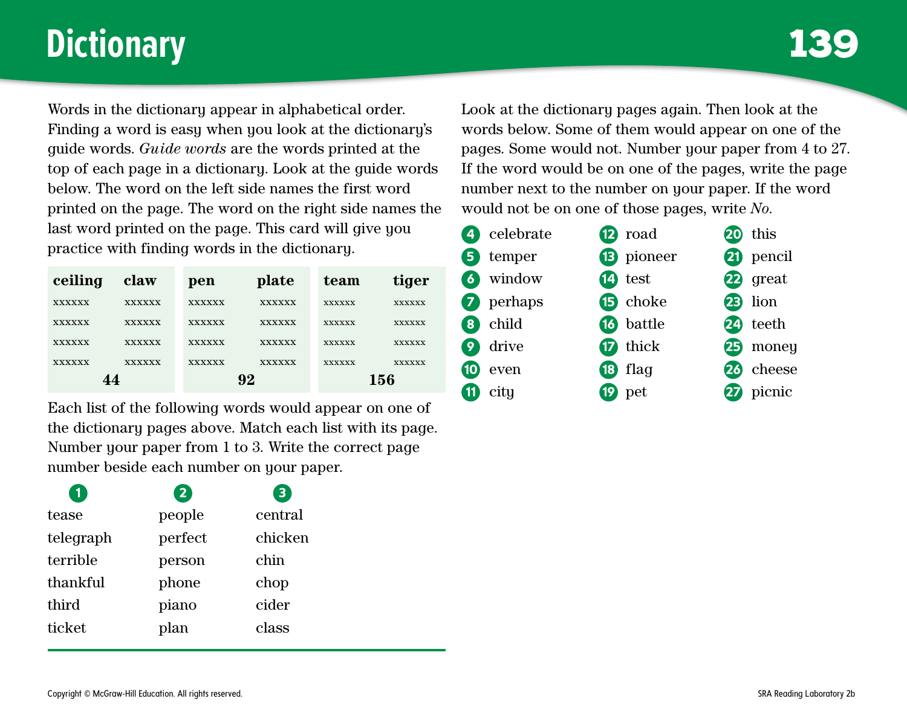# Dictionary

Words in the dictionary appear in alphabetical order. Finding a word is easy when you look at the dictionary's guide words. *Guide words* are the words printed at the top of each page in a dictionary. Look at the guide words below. The word on the left side names the first word printed on the page. The word on the right side names the last word printed on the page. This card will give you practice with finding words in the dictionary.

| **ceiling** | **claw** | **pen** | **plate** | **team** | **tiger** |
|---|---|---|---|---|---|
| xxxxxx | xxxxxx | xxxxxx | xxxxxx | xxxxxx | xxxxxx |
| xxxxxx | xxxxxx | xxxxxx | xxxxxx | xxxxxx | xxxxxx |
| xxxxxx | xxxxxx | xxxxxx | xxxxxx | xxxxxx | xxxxxx |
| xxxxxx | xxxxxx | xxxxxx | xxxxxx | xxxxxx | xxxxxx |
| **44** | | **92** | | **156** | |

Each list of the following words would appear on one of the dictionary pages above. Match each list with its page. Number your paper from 1 to 3. Write the correct page number beside each number on your paper.

| 1 | 2 | 3 |
|---|---|---|
| tease | people | central |
| telegraph | perfect | chicken |
| terrible | person | chin |
| thankful | phone | chop |
| third | piano | cider |
| ticket | plan | class |

Look at the dictionary pages again. Then look at the words below. Some of them would appear on one of the pages. Some would not. Number your paper from 4 to 27. If the word would be on one of the pages, write the page number next to the number on your paper. If the word would not be on one of those pages, write *No*.

4. celebrate
5. temper
6. window
7. perhaps
8. child
9. drive
10. even
11. city
12. road
13. pioneer
14. test
15. choke
16. battle
17. thick
18. flag
19. pet
20. this
21. pencil
22. great
23. lion
24. teeth
25. money
26. cheese
27. picnic

Copyright © McGraw-Hill Education. All rights reserved.